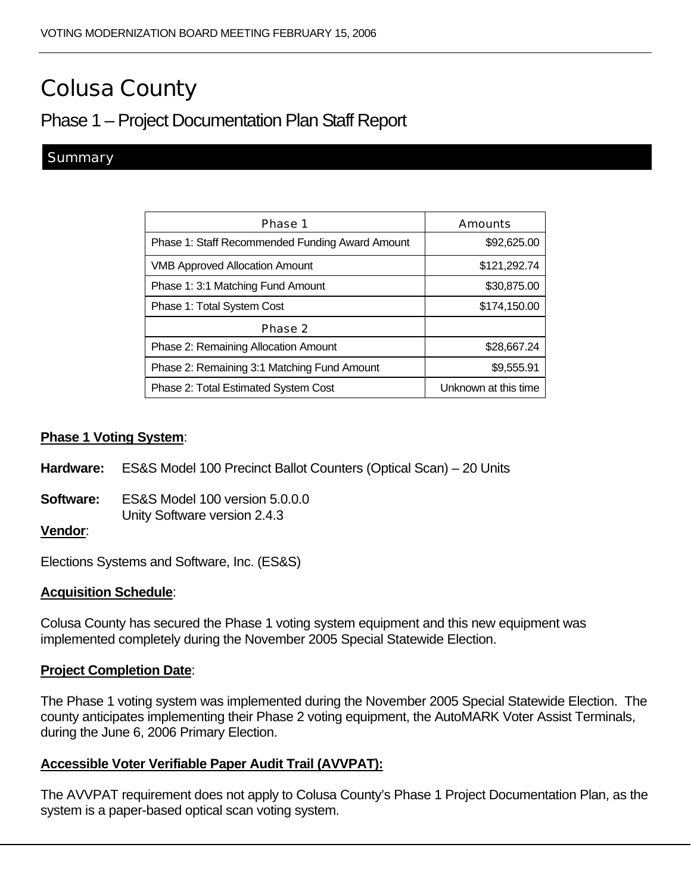# Colusa County

## Phase 1 – Project Documentation Plan Staff Report

### Summary

| Phase 1 | Amounts |
|---|---|
| Phase 1: Staff Recommended Funding Award Amount | $92,625.00 |
| VMB Approved Allocation Amount | $121,292.74 |
| Phase 1: 3:1 Matching Fund Amount | $30,875.00 |
| Phase 1: Total System Cost | $174,150.00 |
| **Phase 2** | |
| Phase 2: Remaining Allocation Amount | $28,667.24 |
| Phase 2: Remaining 3:1 Matching Fund Amount | $9,555.91 |
| Phase 2: Total Estimated System Cost | Unknown at this time |

**Phase 1 Voting System**:

**Hardware:** ES&S Model 100 Precinct Ballot Counters (Optical Scan) – 20 Units

**Software:** ES&S Model 100 version 5.0.0.0
Unity Software version 2.4.3

**Vendor**:

Elections Systems and Software, Inc. (ES&S)

**Acquisition Schedule**:

Colusa County has secured the Phase 1 voting system equipment and this new equipment was implemented completely during the November 2005 Special Statewide Election.

**Project Completion Date**:

The Phase 1 voting system was implemented during the November 2005 Special Statewide Election. The county anticipates implementing their Phase 2 voting equipment, the AutoMARK Voter Assist Terminals, during the June 6, 2006 Primary Election.

**Accessible Voter Verifiable Paper Audit Trail (AVVPAT):**

The AVVPAT requirement does not apply to Colusa County's Phase 1 Project Documentation Plan, as the system is a paper-based optical scan voting system.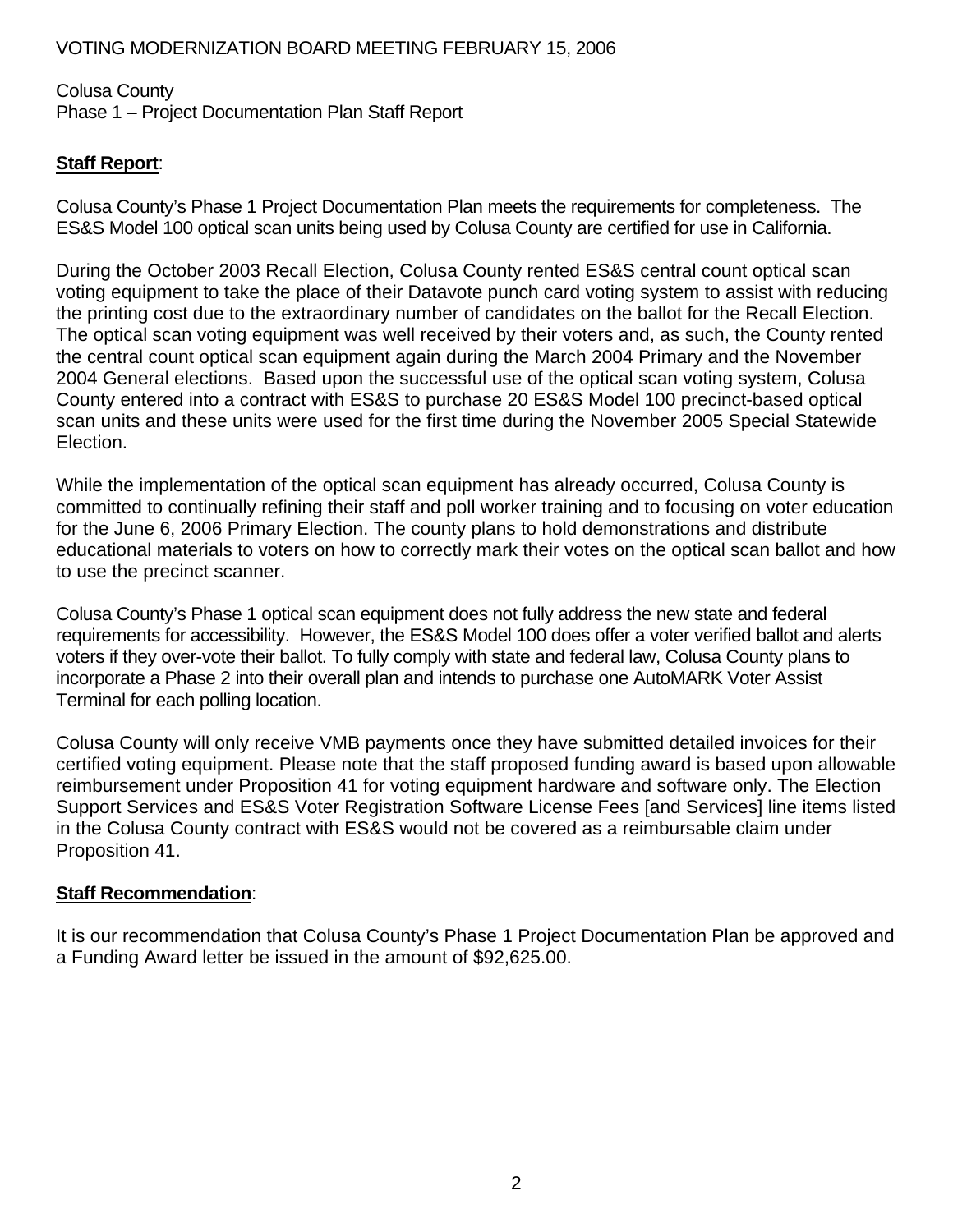VOTING MODERNIZATION BOARD MEETING FEBRUARY 15, 2006

Colusa County
Phase 1 – Project Documentation Plan Staff Report

**Staff Report**:

Colusa County's Phase 1 Project Documentation Plan meets the requirements for completeness. The ES&S Model 100 optical scan units being used by Colusa County are certified for use in California.

During the October 2003 Recall Election, Colusa County rented ES&S central count optical scan voting equipment to take the place of their Datavote punch card voting system to assist with reducing the printing cost due to the extraordinary number of candidates on the ballot for the Recall Election. The optical scan voting equipment was well received by their voters and, as such, the County rented the central count optical scan equipment again during the March 2004 Primary and the November 2004 General elections. Based upon the successful use of the optical scan voting system, Colusa County entered into a contract with ES&S to purchase 20 ES&S Model 100 precinct-based optical scan units and these units were used for the first time during the November 2005 Special Statewide Election.

While the implementation of the optical scan equipment has already occurred, Colusa County is committed to continually refining their staff and poll worker training and to focusing on voter education for the June 6, 2006 Primary Election. The county plans to hold demonstrations and distribute educational materials to voters on how to correctly mark their votes on the optical scan ballot and how to use the precinct scanner.

Colusa County's Phase 1 optical scan equipment does not fully address the new state and federal requirements for accessibility. However, the ES&S Model 100 does offer a voter verified ballot and alerts voters if they over-vote their ballot. To fully comply with state and federal law, Colusa County plans to incorporate a Phase 2 into their overall plan and intends to purchase one AutoMARK Voter Assist Terminal for each polling location.

Colusa County will only receive VMB payments once they have submitted detailed invoices for their certified voting equipment. Please note that the staff proposed funding award is based upon allowable reimbursement under Proposition 41 for voting equipment hardware and software only. The Election Support Services and ES&S Voter Registration Software License Fees [and Services] line items listed in the Colusa County contract with ES&S would not be covered as a reimbursable claim under Proposition 41.

**Staff Recommendation**:

It is our recommendation that Colusa County's Phase 1 Project Documentation Plan be approved and a Funding Award letter be issued in the amount of $92,625.00.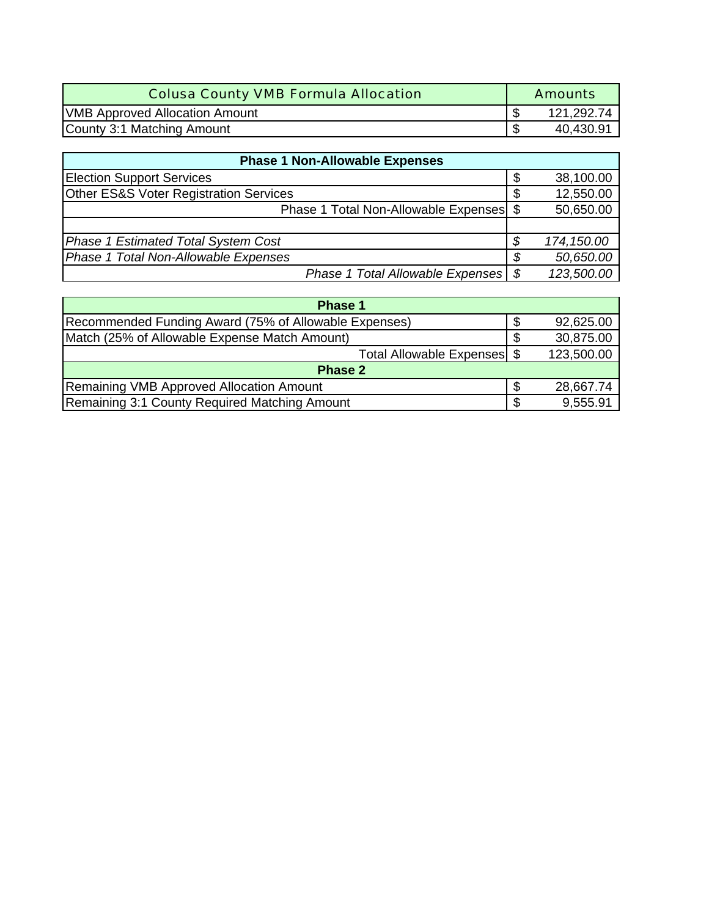| Colusa County VMB Formula Allocation | Amounts |
|---|---|
| VMB Approved Allocation Amount | $ 121,292.74 |
| County 3:1 Matching Amount | $ 40,430.91 |

| Phase 1 Non-Allowable Expenses | |
|---|---|
| Election Support Services | $ 38,100.00 |
| Other ES&S Voter Registration Services | $ 12,550.00 |
| Phase 1 Total Non-Allowable Expenses | $ 50,650.00 |
| | |
| *Phase 1 Estimated Total System Cost* | *$ 174,150.00* |
| *Phase 1 Total Non-Allowable Expenses* | *$ 50,650.00* |
| *Phase 1 Total Allowable Expenses* | *$ 123,500.00* |

| Phase 1 | |
|---|---|
| Recommended Funding Award (75% of Allowable Expenses) | $ 92,625.00 |
| Match (25% of Allowable Expense Match Amount) | $ 30,875.00 |
| Total Allowable Expenses | $ 123,500.00 |
| **Phase 2** | |
| Remaining VMB Approved Allocation Amount | $ 28,667.74 |
| Remaining 3:1 County Required Matching Amount | $ 9,555.91 |